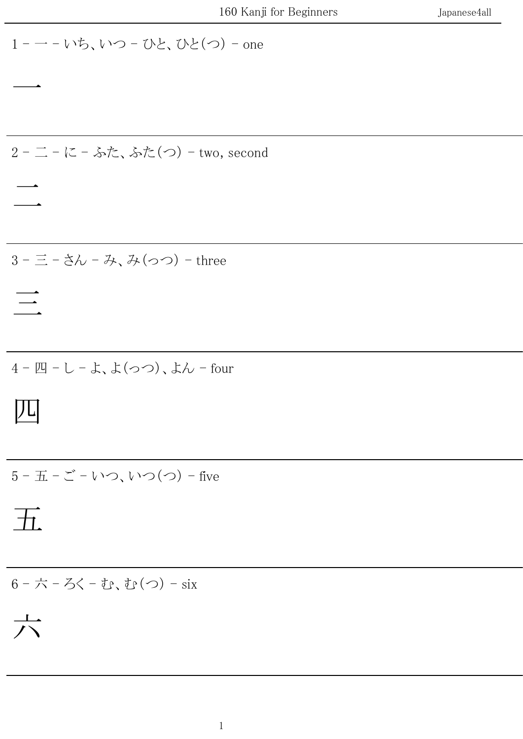1 - 一 - いち、いつ - ひと、ひと(つ) - one

一

---

2 - 二 - に - ふた、ふた(つ) - two, second

二

---

3 - 三 - さん - み、み(っつ) - three

三

---

4 - 四 - し - よ、よ(っつ)、よん - four

四

---

5 - 五 - ご - いつ、いつ(つ) - five

五

---

6 - 六 - ろく - む、む(つ) - six

六

---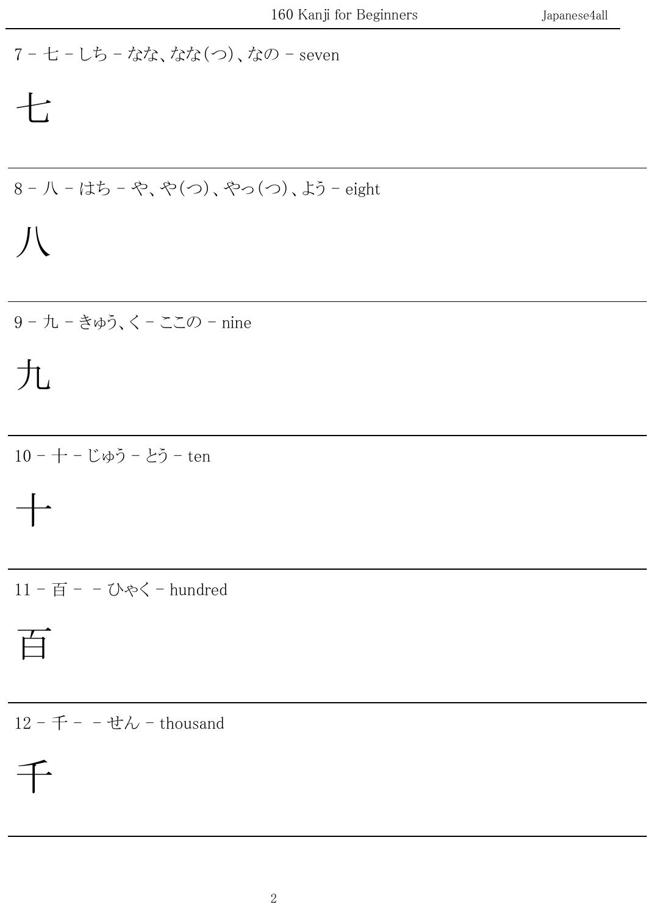7 – 七 – しち – なな、なな(つ)、なの – seven

七

---

8 – 八 – はち – や、や(つ)、やっ(つ)、よう – eight

八

---

9 – 九 – きゅう、く – ここの – nine

九

---

10 – 十 – じゅう – とう – ten

十

---

11 – 百 – – ひゃく – hundred

百

---

12 – 千 – – せん – thousand

千

---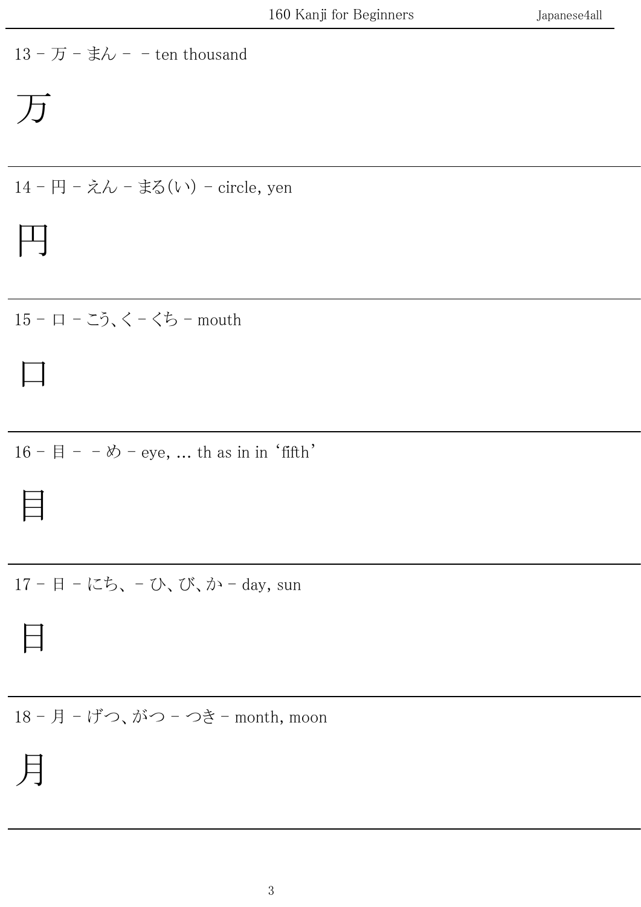13 – 万 – まん – – ten thousand

万

---

14 – 円 – えん – まる(い) – circle, yen

円

---

15 – 口 – こう、く – くち – mouth

口

---

16 – 目 – – め – eye, … th as in in 'fifth'

目

---

17 – 日 – にち、 – ひ、び、か – day, sun

日

---

18 – 月 – げつ、がつ – つき – month, moon

月

---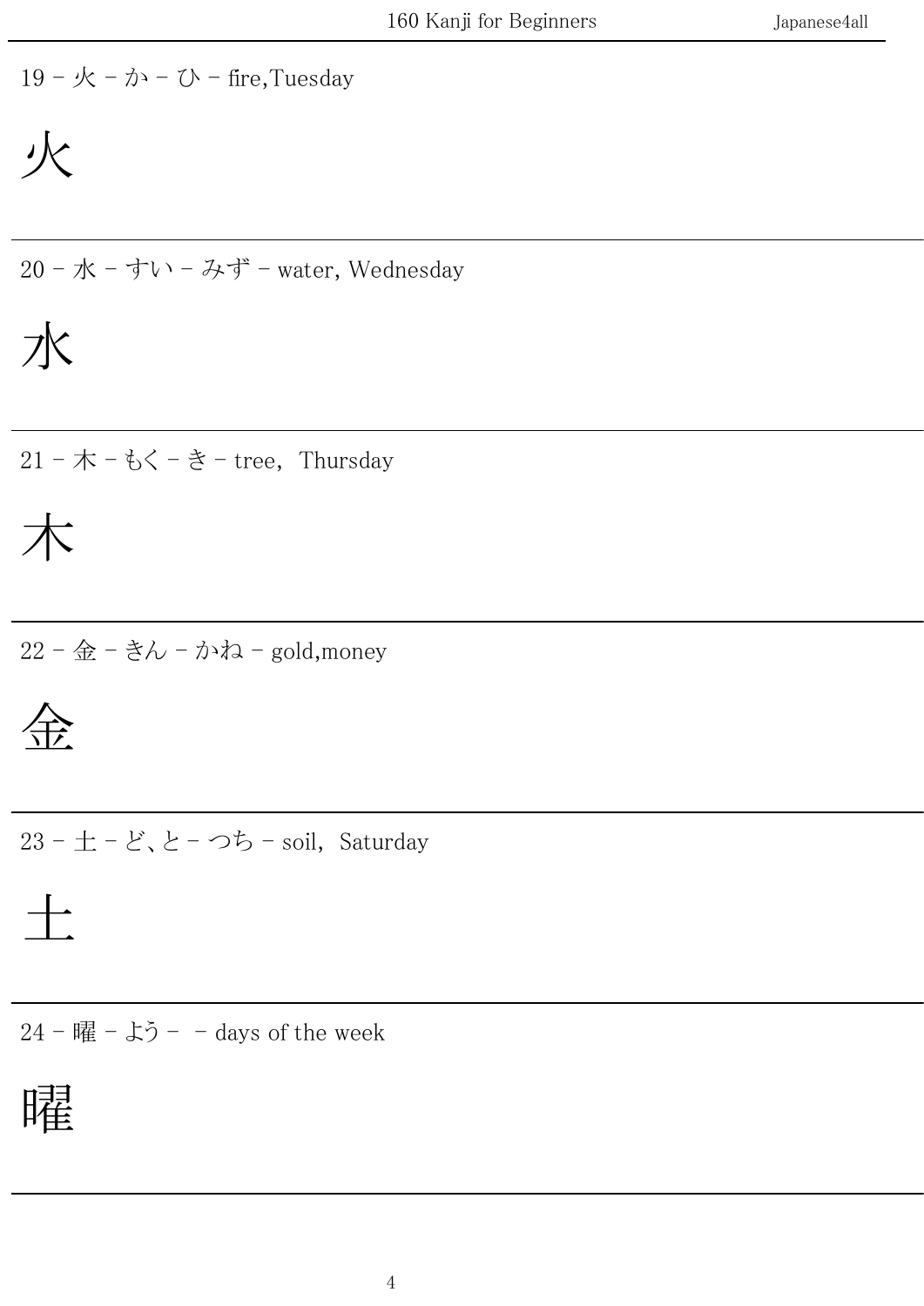19 - 火 - か - ひ - fire,Tuesday

火

---

20 - 水 - すい - みず - water, Wednesday

水

---

21 - 木 - もく - き - tree，Thursday

木

---

22 - 金 - きん - かね - gold,money

金

---

23 - 土 - ど、と - つち - soil，Saturday

土

---

24 - 曜 - よう - - days of the week

曜

---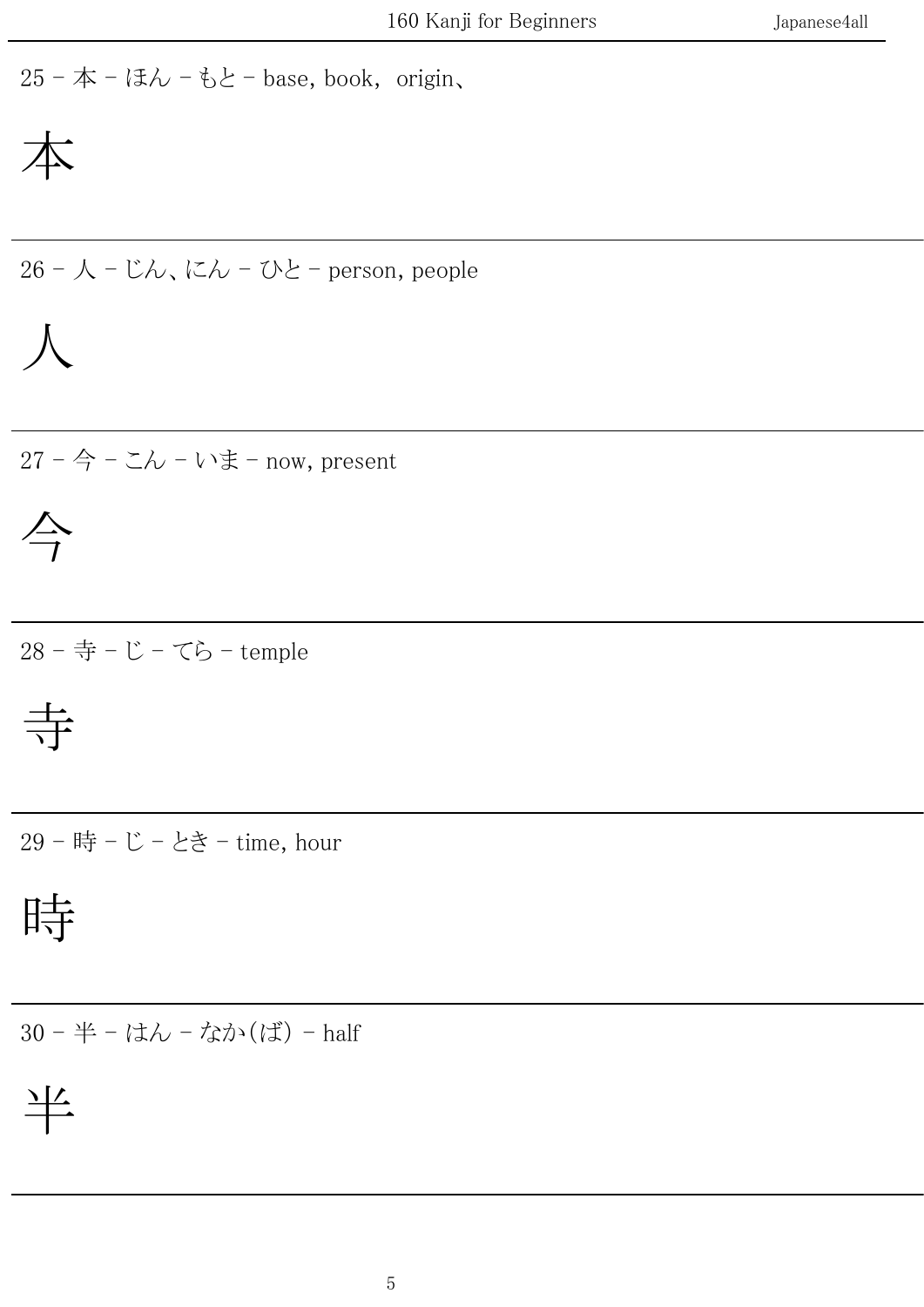25 – 本 – ほん – もと – base, book, origin、

本

---

26 – 人 – じん、にん – ひと – person, people

人

---

27 – 今 – こん – いま – now, present

今

---

28 – 寺 – じ – てら – temple

寺

---

29 – 時 – じ – とき – time, hour

時

---

30 – 半 – はん – なか(ば) – half

半

---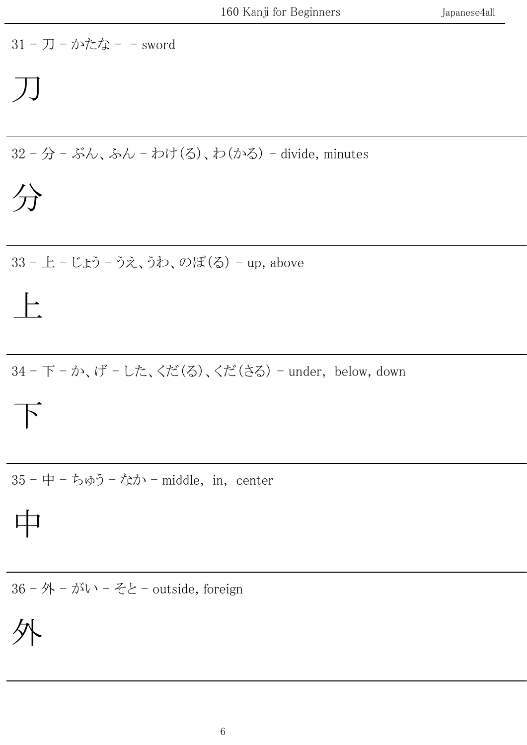31 – 刀 – かたな – – sword

刀

---

32 – 分 – ぶん、ふん – わけ(る)、わ(かる) – divide, minutes

分

---

33 – 上 – じょう – うえ、うわ、のぼ(る) – up, above

上

---

34 – 下 – か、げ – した、くだ(る)、くだ(さる) – under, below, down

下

---

35 – 中 – ちゅう – なか – middle, in, center

中

---

36 – 外 – がい – そと – outside, foreign

外

---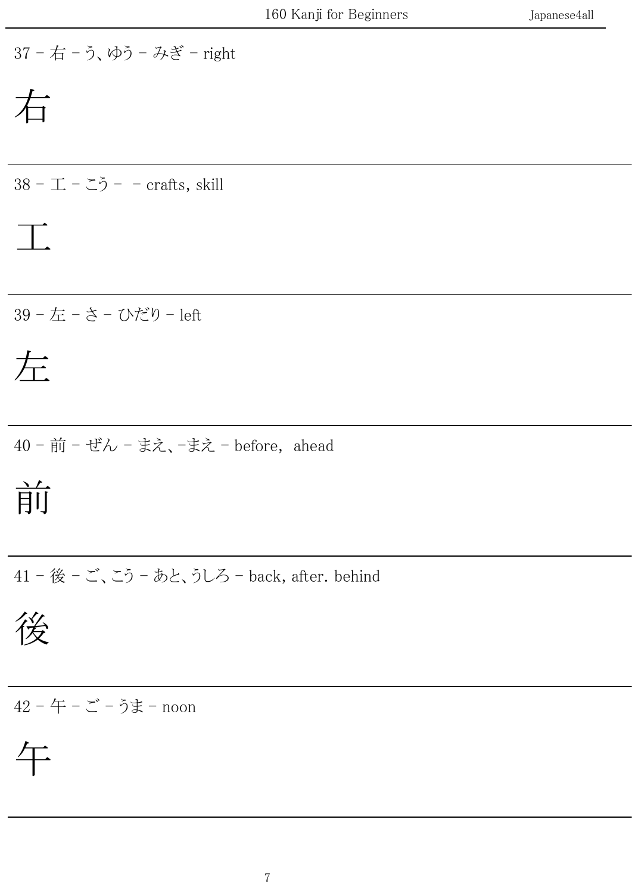37 – 右 – う、ゆう – みぎ – right

右

38 – 工 – こう – – crafts, skill

工

39 – 左 – さ – ひだり – left

左

40 – 前 – ぜん – まえ、-まえ – before, ahead

前

41 – 後 – ご、こう – あと、うしろ – back, after. behind

後

42 – 午 – ご – うま – noon

午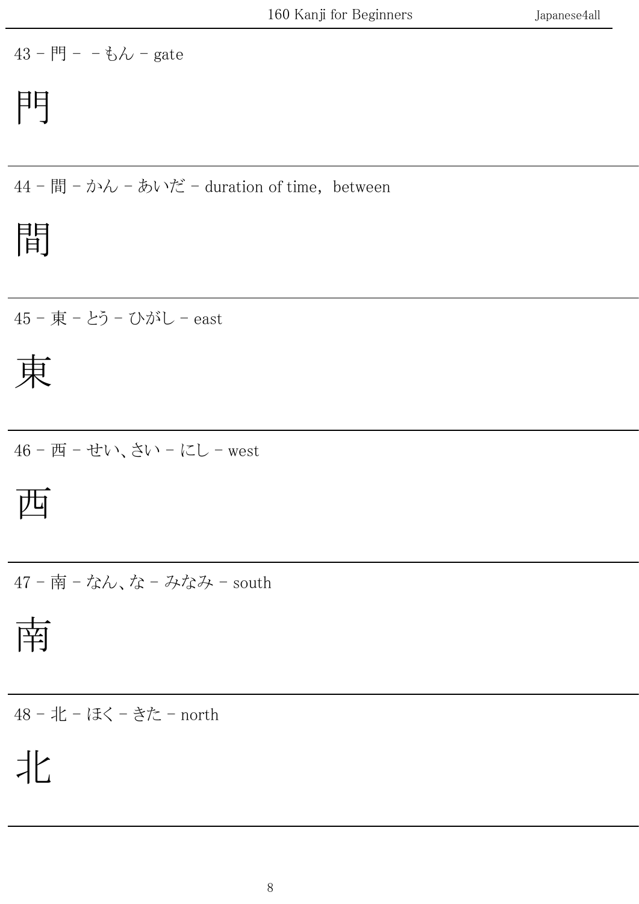43 – 門 – – もん – gate

門

---

44 – 間 – かん – あいだ – duration of time，between

間

---

45 – 東 – とう – ひがし – east

東

---

46 – 西 – せい、さい – にし – west

西

---

47 – 南 – なん、な – みなみ – south

南

---

48 – 北 – ほく – きた – north

北

---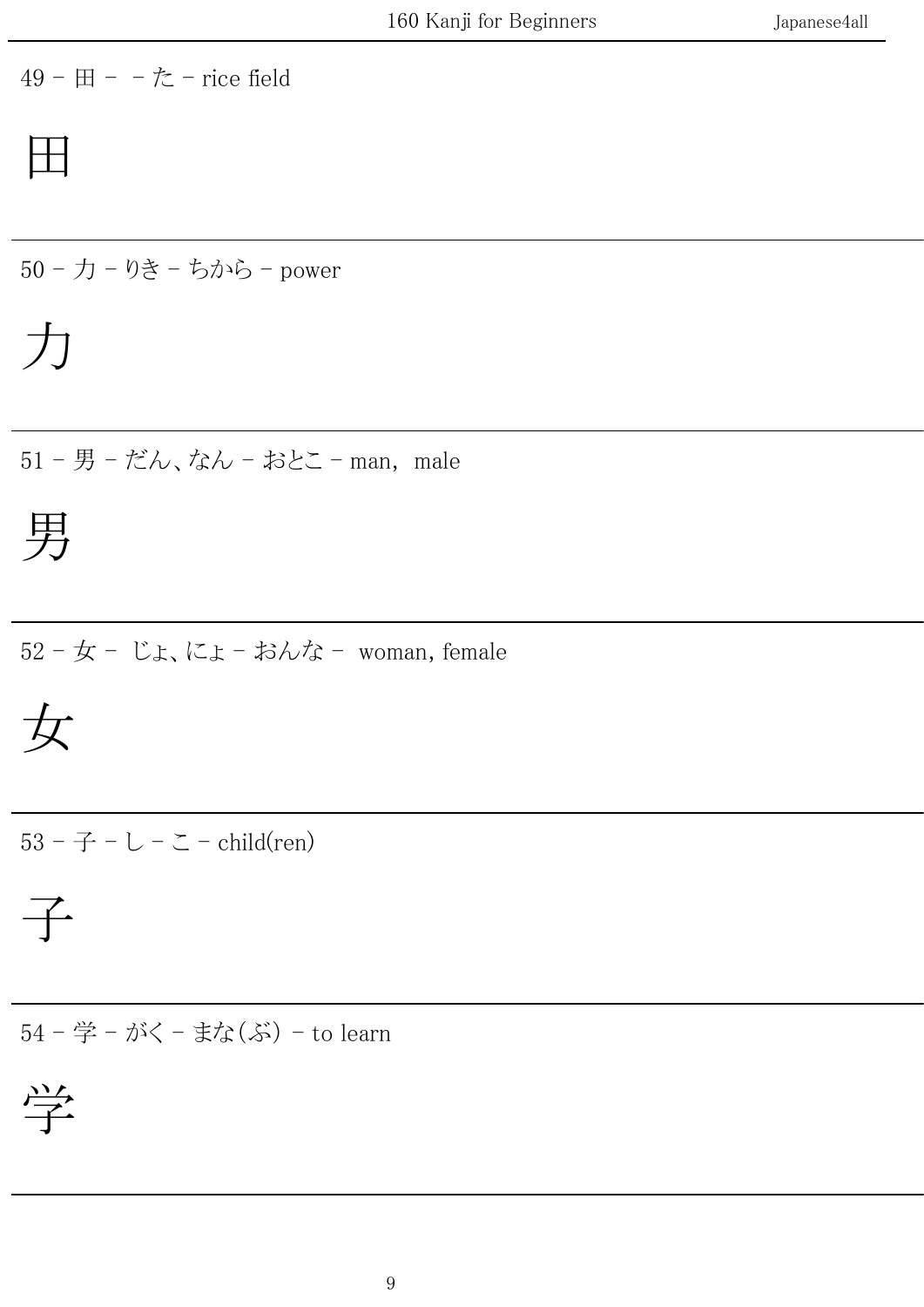49 – 田 – – た – rice field

田

---

50 – 力 – りき – ちから – power

力

---

51 – 男 – だん、なん – おとこ – man, male

男

---

52 – 女 – じょ、にょ – おんな – woman, female

女

---

53 – 子 – し – こ – child(ren)

子

---

54 – 学 – がく – まな(ぶ) – to learn

学

---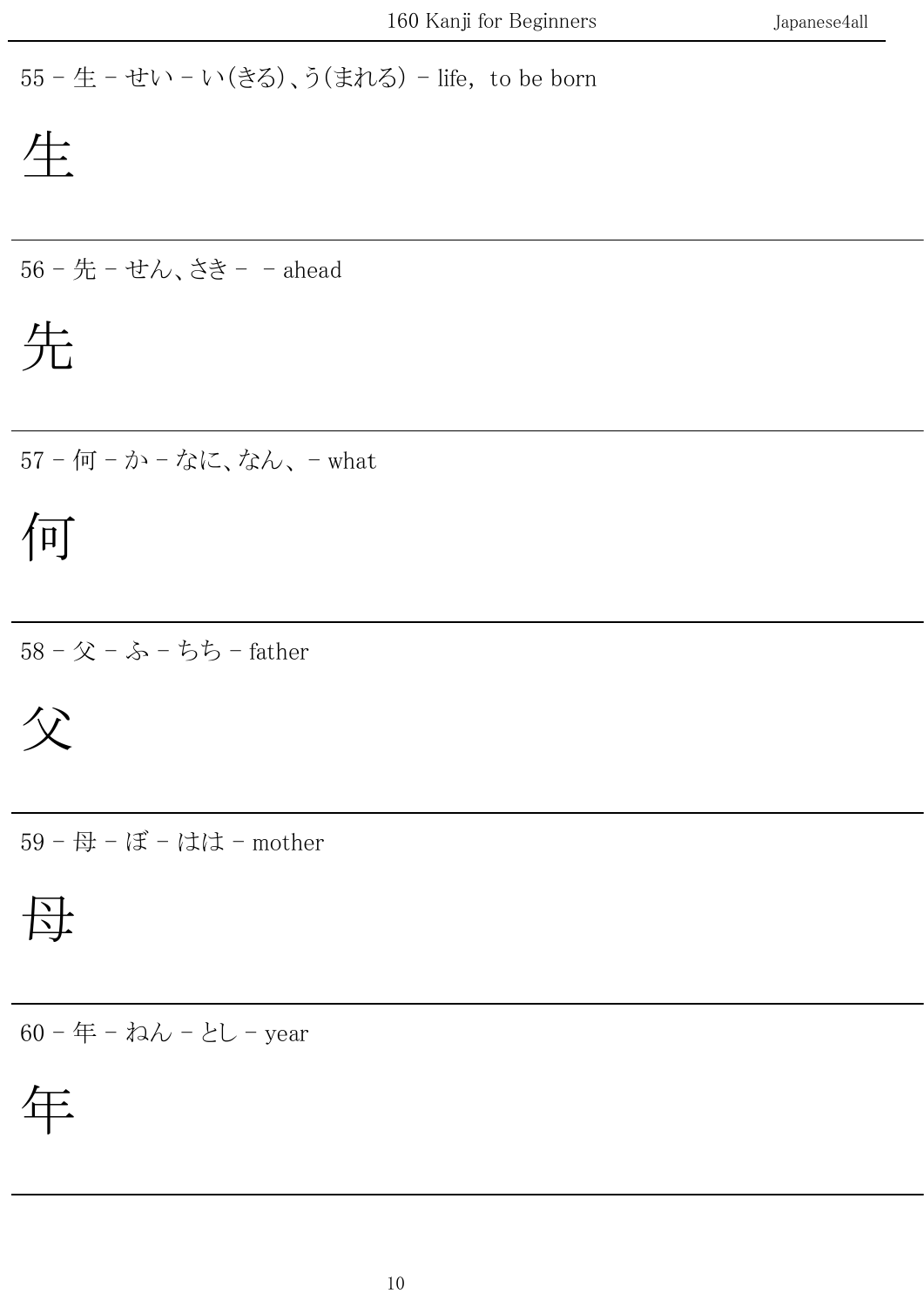55 – 生 – せい – い(きる)、う(まれる) – life, to be born

生

---

56 – 先 – せん、さき – – ahead

先

---

57 – 何 – か – なに、なん、 – what

何

---

58 – 父 – ふ – ちち – father

父

---

59 – 母 – ぼ – はは – mother

母

---

60 – 年 – ねん – とし – year

年

---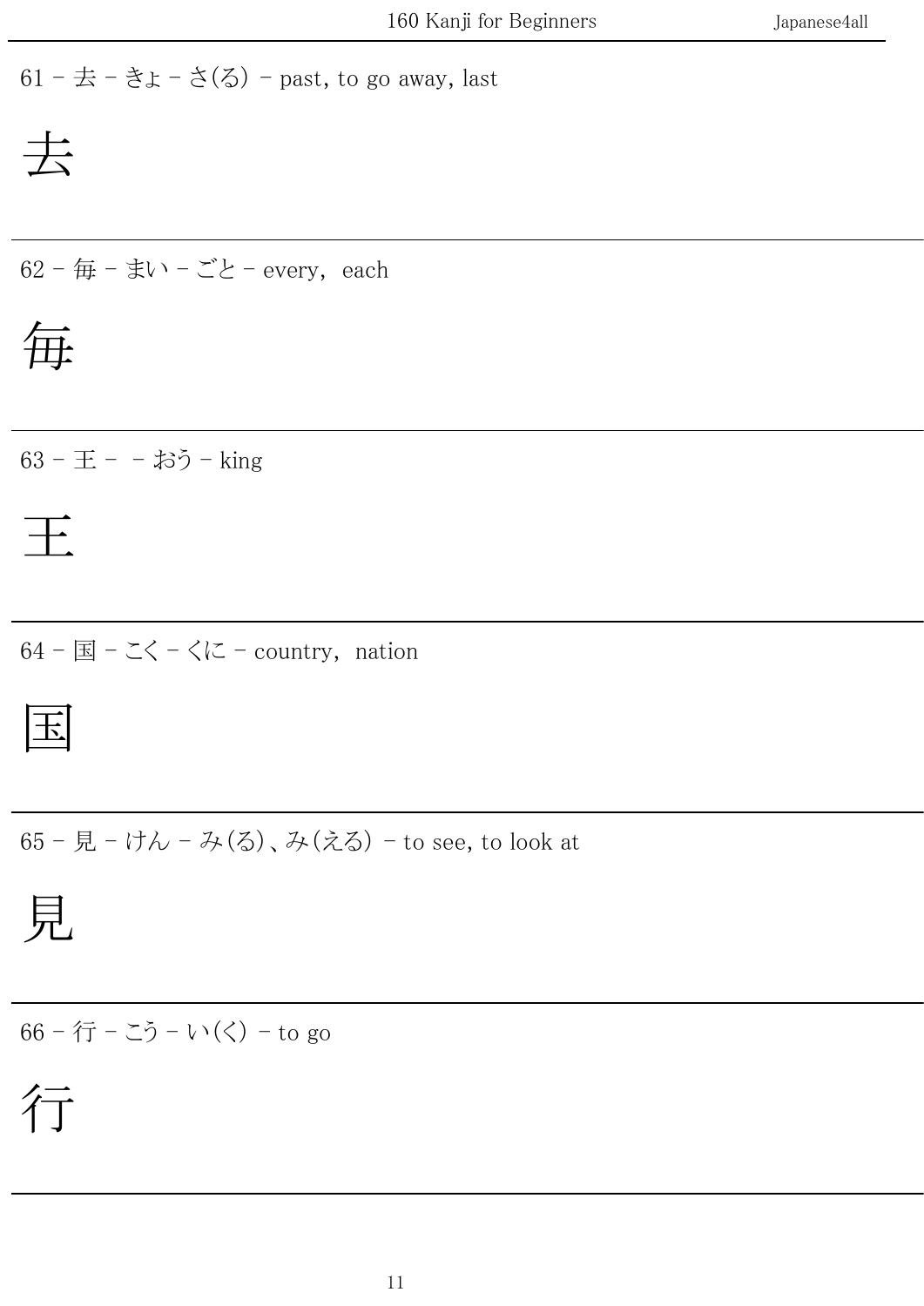61 – 去 – きょ – さ(る) – past, to go away, last

# 去

---

62 – 毎 – まい – ごと – every, each

# 毎

---

63 – 王 – – おう – king

# 王

---

64 – 国 – こく – くに – country, nation

# 国

---

65 – 見 – けん – み(る)、み(える) – to see, to look at

# 見

---

66 – 行 – こう – い(く) – to go

# 行

---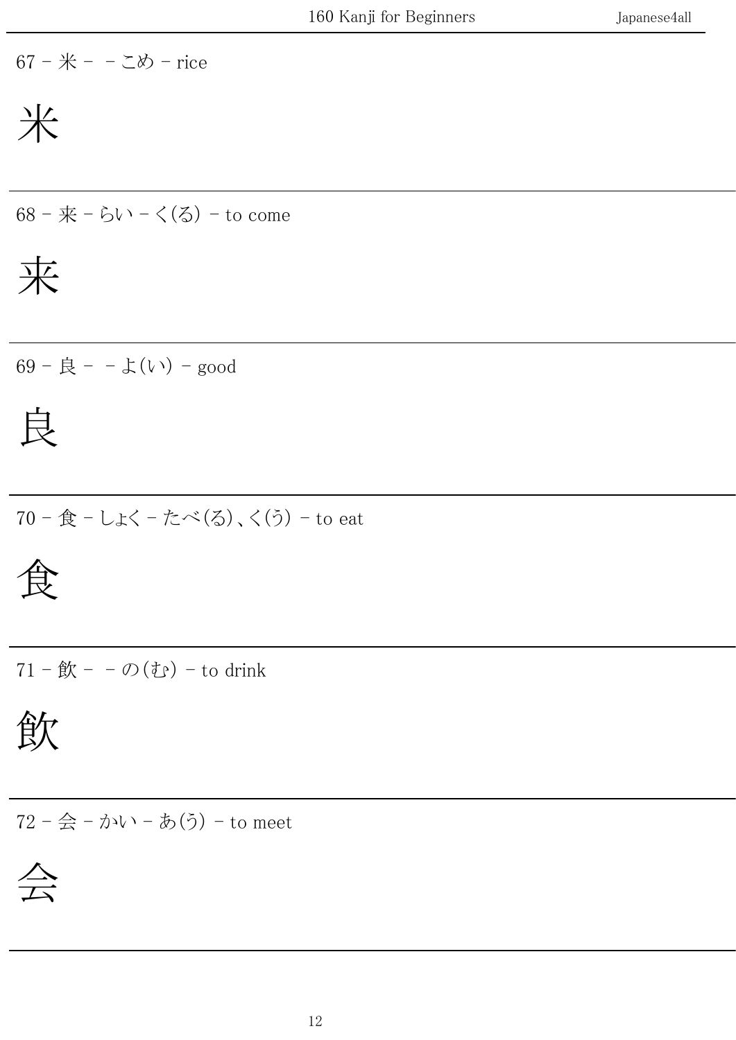67 - 米 - - こめ - rice

米

---

68 - 来 - らい - く(る) - to come

来

---

69 - 良 - - よ(い) - good

良

---

70 - 食 - しょく - たべ(る)、く(う) - to eat

食

---

71 - 飲 - - の(む) - to drink

飲

---

72 - 会 - かい - あ(う) - to meet

会

---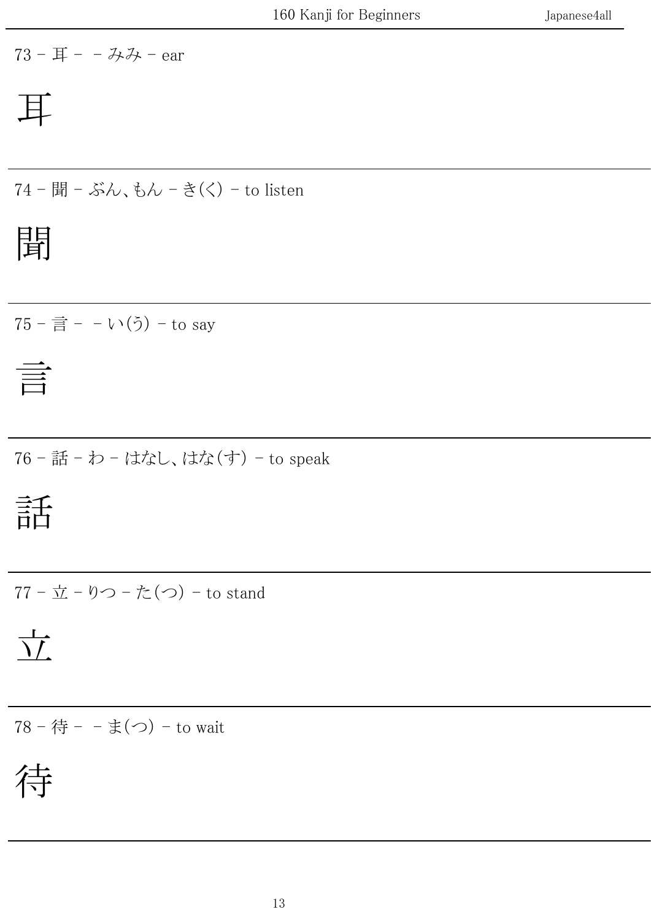73 - 耳 - - みみ - ear

# 耳

---

74 - 聞 - ぶん、もん - き(く) - to listen

# 聞

---

75 - 言 - - い(う) - to say

# 言

---

76 - 話 - わ - はなし、はな(す) - to speak

# 話

---

77 - 立 - りつ - た(つ) - to stand

# 立

---

78 - 待 - - ま(つ) - to wait

# 待

---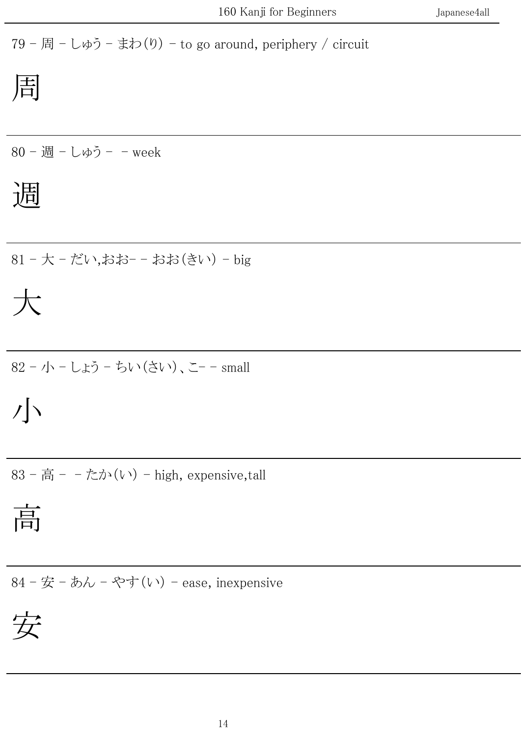79 – 周 – しゅう – まわ(り) – to go around, periphery / circuit

周

---

80 – 週 – しゅう – – week

週

---

81 – 大 – だい,おお- – おお(きい) – big

大

---

82 – 小 – しょう – ちい(さい)、こ- – small

小

---

83 – 高 – – たか(い) – high, expensive,tall

高

---

84 – 安 – あん – やす(い) – ease, inexpensive

安

---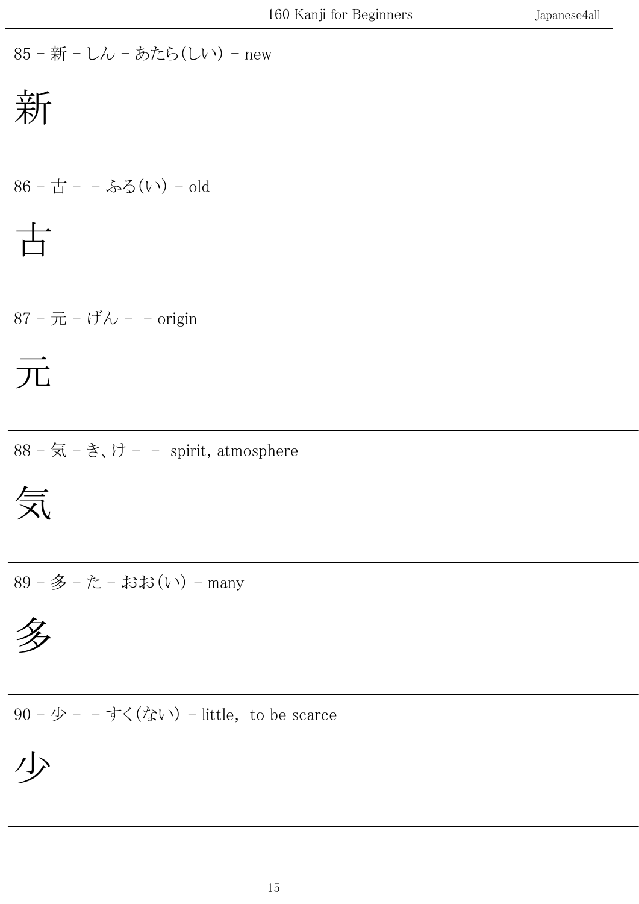85 - 新 - しん - あたら(しい) - new

新

---

86 - 古 - - ふる(い) - old

古

---

87 - 元 - げん - - origin

元

---

88 - 気 - き、け - - spirit, atmosphere

気

---

89 - 多 - た - おお(い) - many

多

---

90 - 少 - - すく(ない) - little, to be scarce

少

---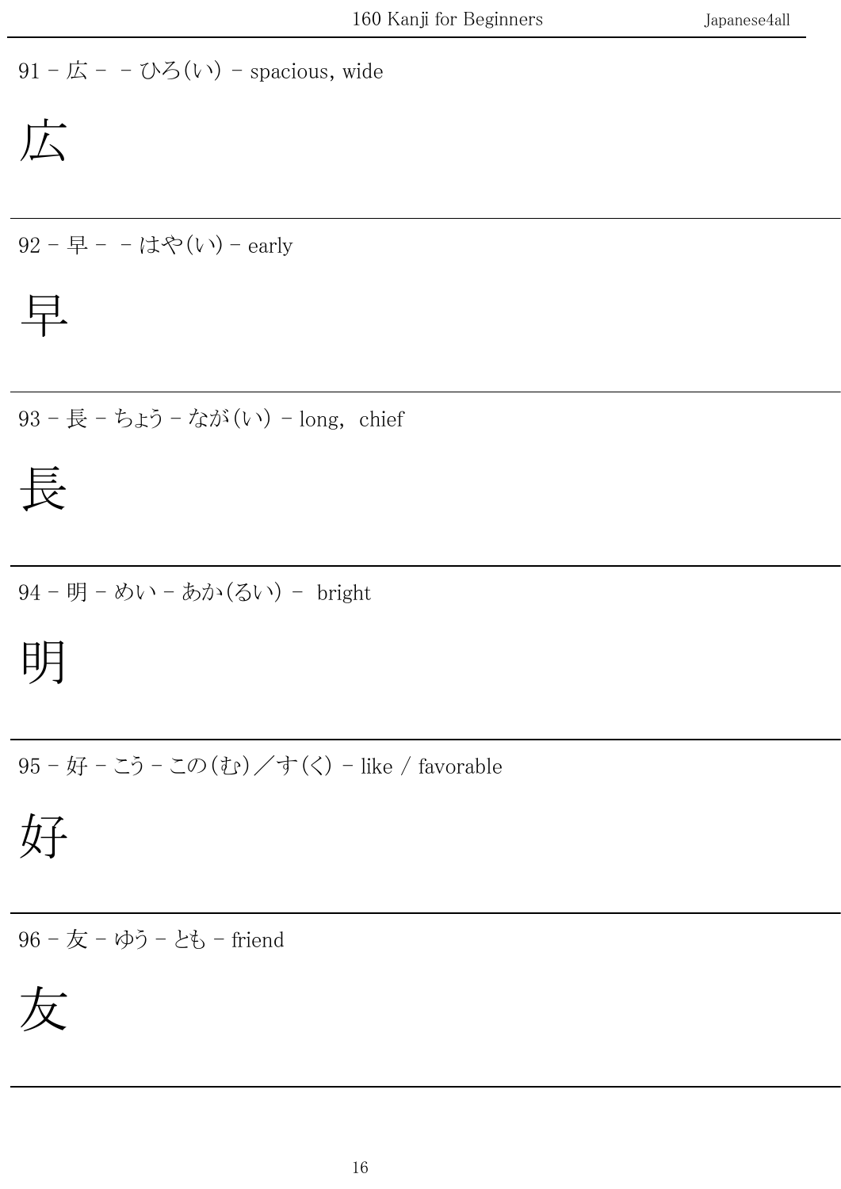91 - 広 - - ひろ(い) - spacious, wide

広

---

92 - 早 - - はや(い) - early

早

---

93 - 長 - ちょう - なが(い) - long, chief

長

---

94 - 明 - めい - あか(るい) - bright

明

---

95 - 好 - こう - この(む)／す(く) - like / favorable

好

---

96 - 友 - ゆう - とも - friend

友

---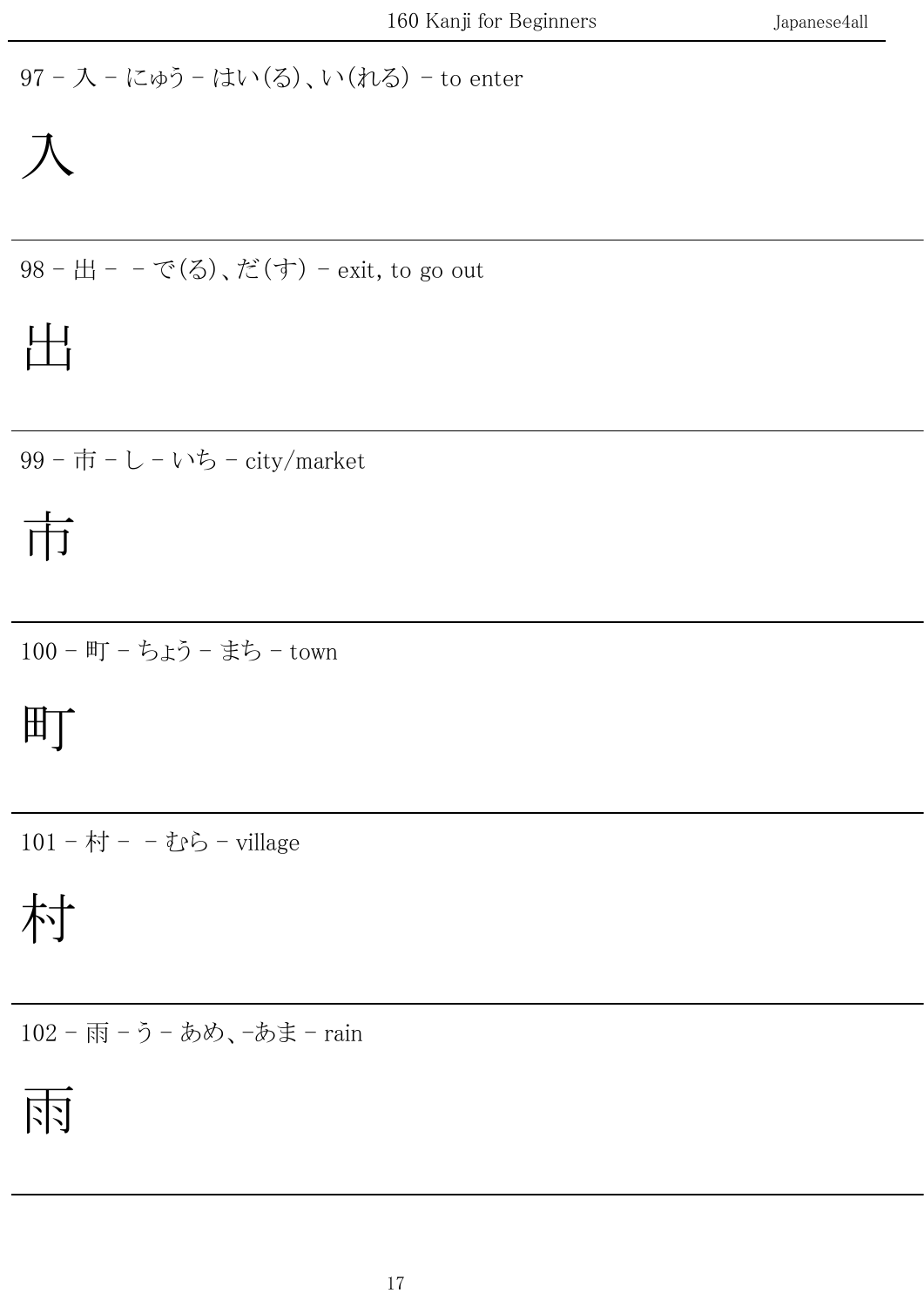97 – 入 – にゅう – はい(る)、い(れる) – to enter

入

---

98 – 出 – – で(る)、だ(す) – exit, to go out

出

---

99 – 市 – し – いち – city/market

市

---

100 – 町 – ちょう – まち – town

町

---

101 – 村 – – むら – village

村

---

102 – 雨 – う – あめ、-あま – rain

雨

---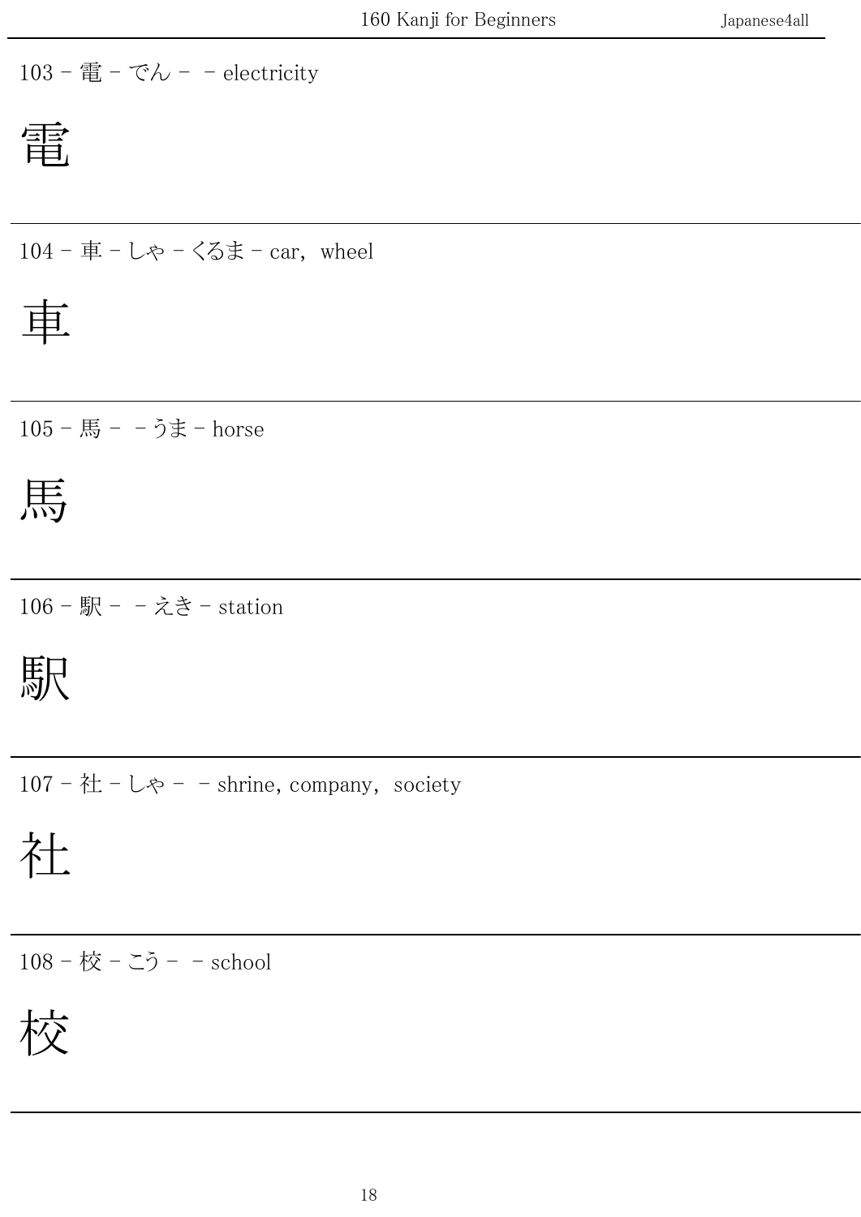103 – 電 – でん – – electricity

電

---

104 – 車 – しゃ – くるま – car，wheel

車

---

105 – 馬 – – うま – horse

馬

---

106 – 駅 – – えき – station

駅

---

107 – 社 – しゃ – – shrine, company，society

社

---

108 – 校 – こう – – school

校

---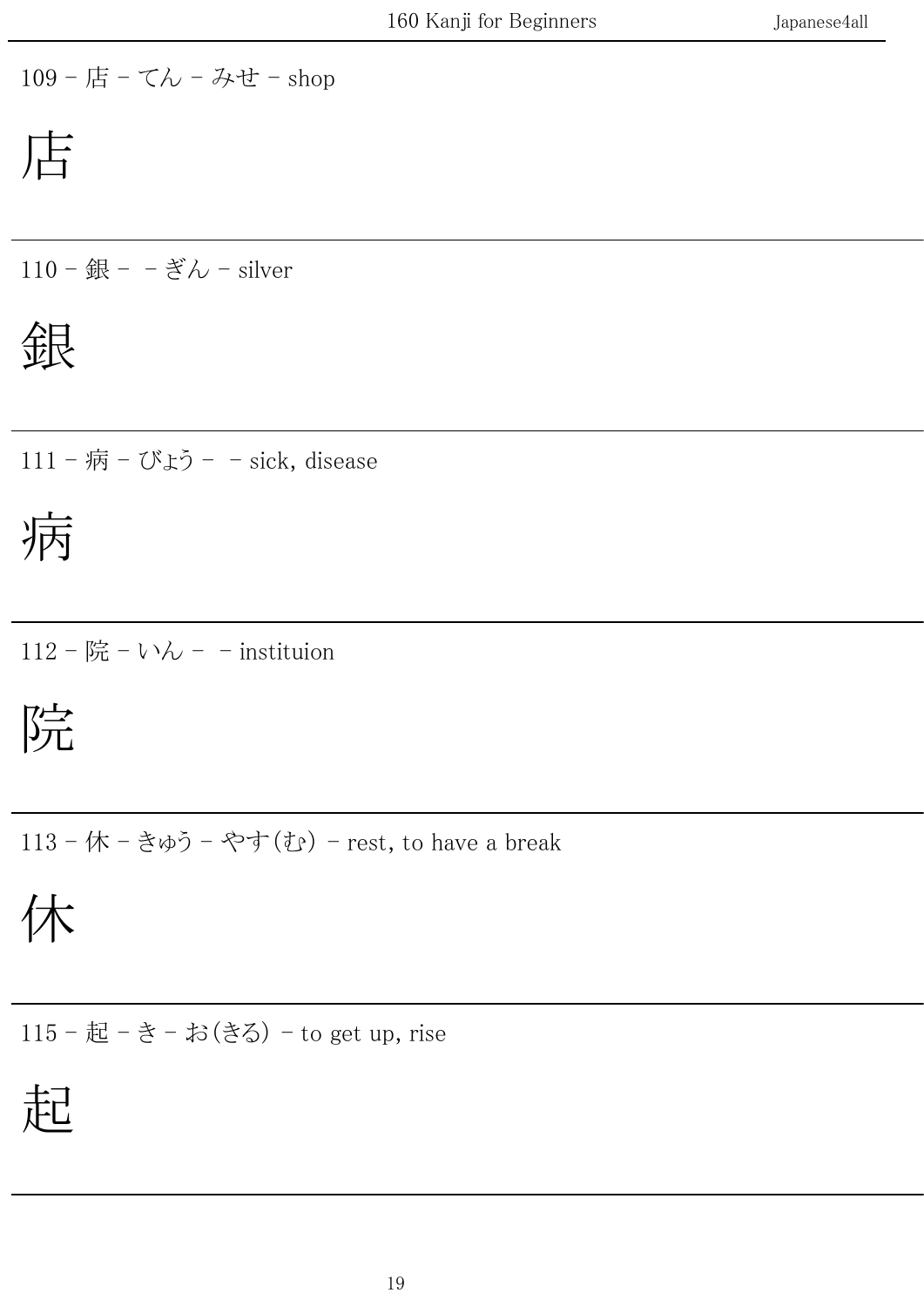109 - 店 - てん - みせ - shop

店

---

110 - 銀 - - ぎん - silver

銀

---

111 - 病 - びょう - - sick, disease

病

---

112 - 院 - いん - - instituion

院

---

113 - 休 - きゅう - やす(む) - rest, to have a break

休

---

115 - 起 - き - お(きる) - to get up, rise

起

---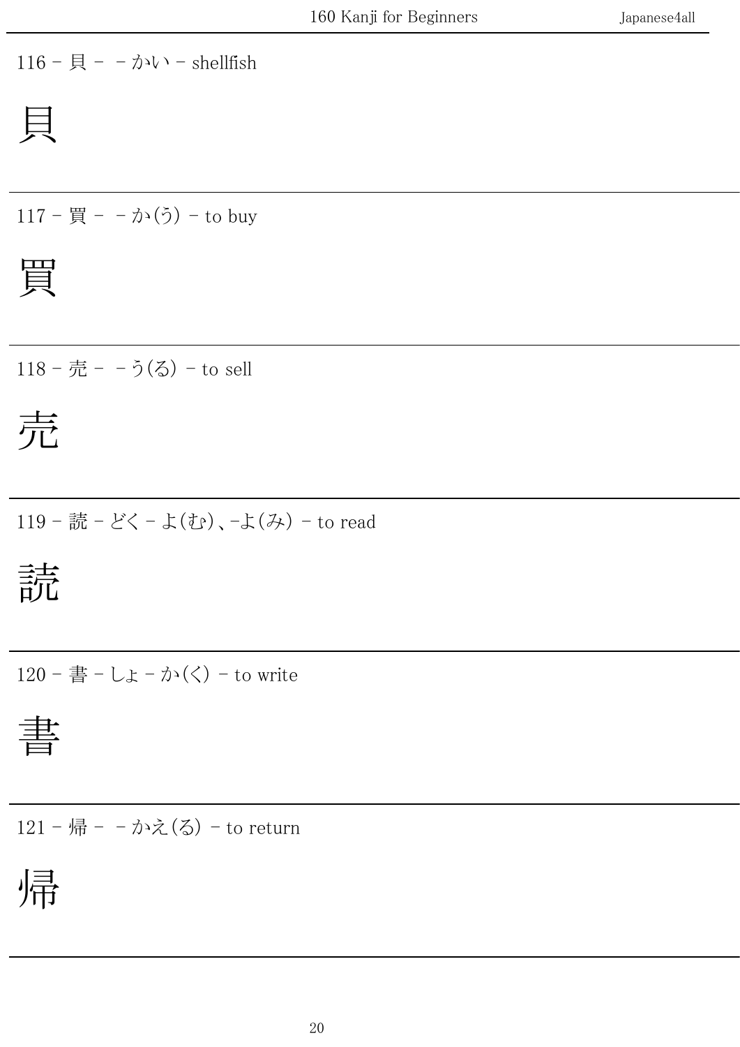116 - 貝 - - かい - shellfish

貝

117 - 買 - - か(う) - to buy

買

118 - 売 - - う(る) - to sell

売

119 - 読 - どく - よ(む)、-よ(み) - to read

読

120 - 書 - しょ - か(く) - to write

書

121 - 帰 - - かえ(る) - to return

帰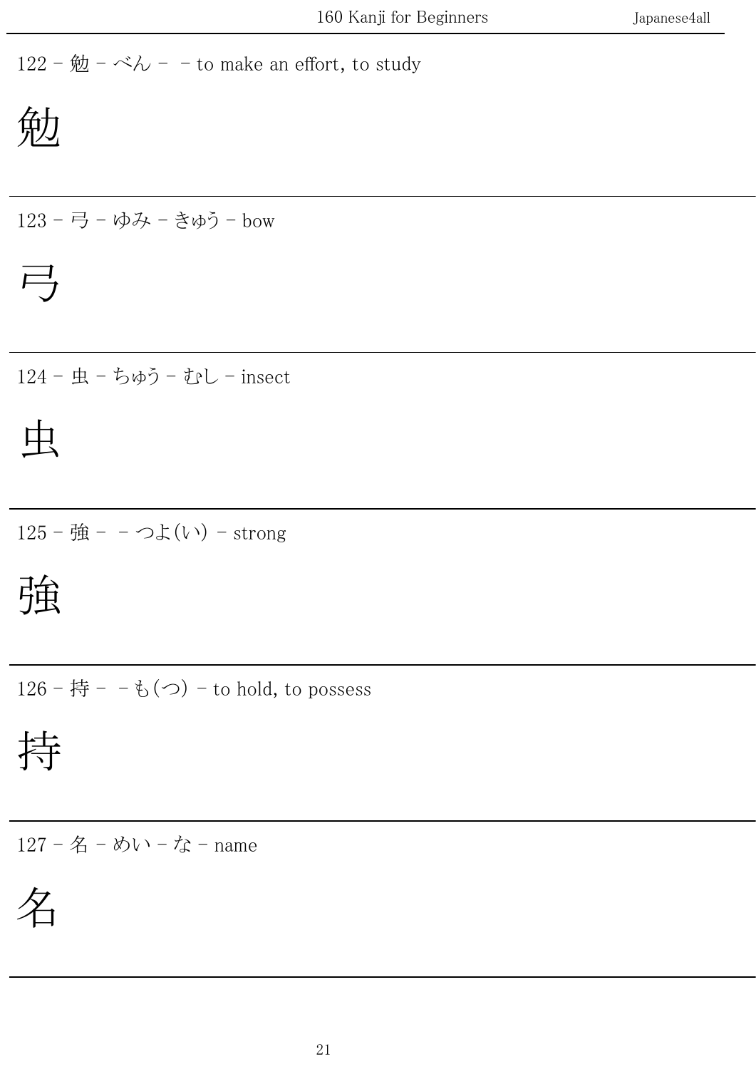122 - 勉 - べん - - to make an effort, to study

勉

---

123 - 弓 - ゆみ - きゅう - bow

弓

---

124 - 虫 - ちゅう - むし - insect

虫

---

125 - 強 - - つよ(い) - strong

強

---

126 - 持 - - も(つ) - to hold, to possess

持

---

127 - 名 - めい - な - name

名

---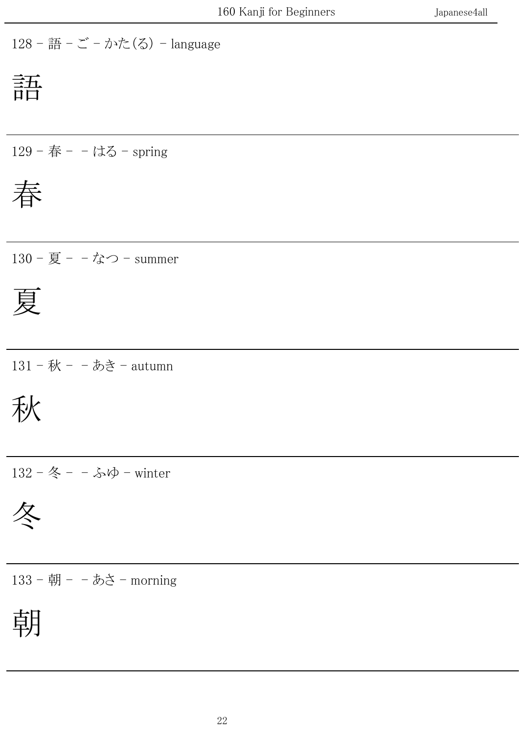128 - 語 - ご - かた(る) - language

# 語

---

129 - 春 - - はる - spring

# 春

---

130 - 夏 - - なつ - summer

# 夏

---

131 - 秋 - - あき - autumn

# 秋

---

132 - 冬 - - ふゆ - winter

# 冬

---

133 - 朝 - - あさ - morning

# 朝

---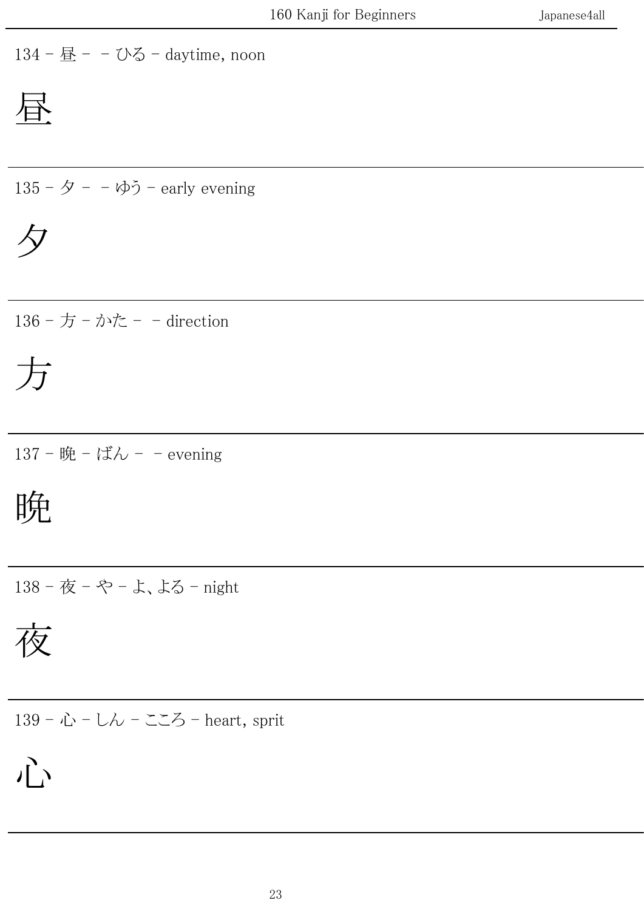134 – 昼 – – ひる – daytime, noon

昼

---

135 – 夕 – – ゆう – early evening

夕

---

136 – 方 – かた – – direction

方

---

137 – 晩 – ばん – – evening

晩

---

138 – 夜 – や – よ、よる – night

夜

---

139 – 心 – しん – こころ – heart, sprit

心

---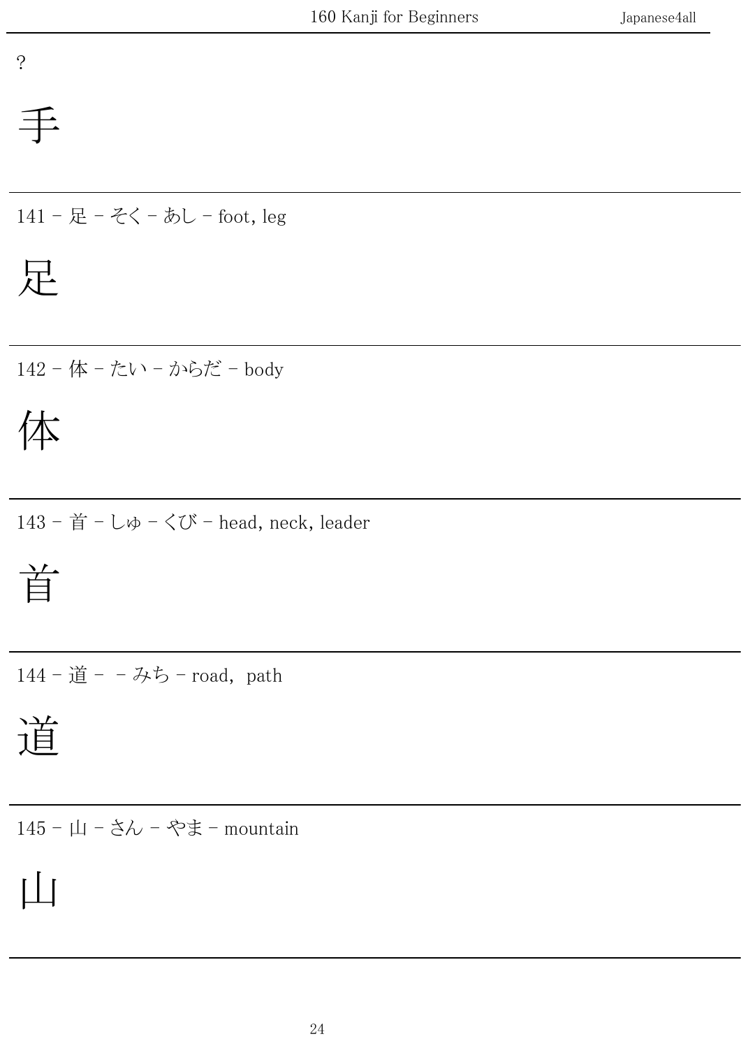?

# 手

---

141 - 足 - そく - あし - foot, leg

# 足

---

142 - 体 - たい - からだ - body

# 体

---

143 - 首 - しゅ - くび - head, neck, leader

# 首

---

144 - 道 - - みち - road, path

# 道

---

145 - 山 - さん - やま - mountain

# 山

---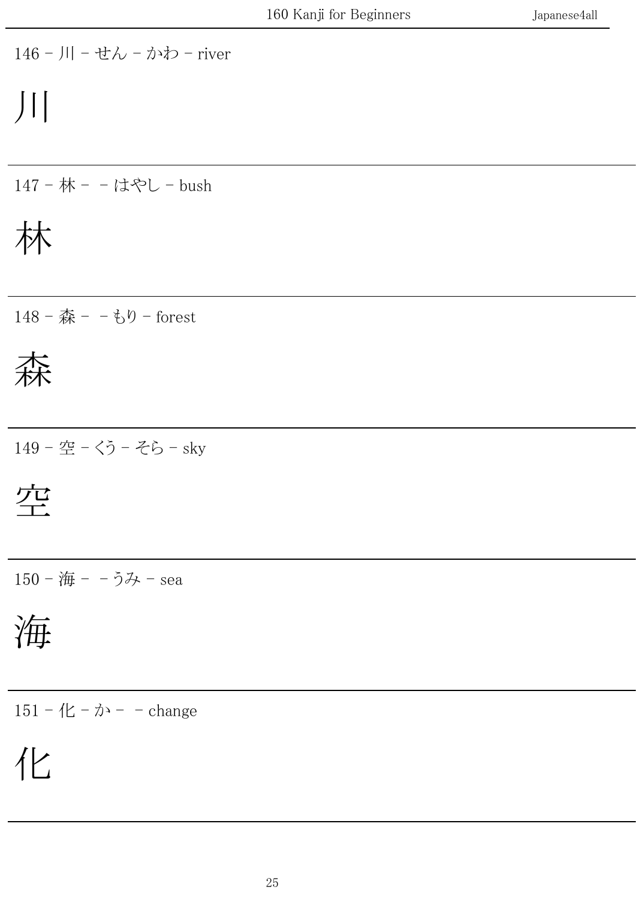146 – 川 – せん – かわ – river

川

---

147 – 林 – – はやし – bush

林

---

148 – 森 – – もり – forest

森

---

149 – 空 – くう – そら – sky

空

---

150 – 海 – – うみ – sea

海

---

151 – 化 – か – – change

化

---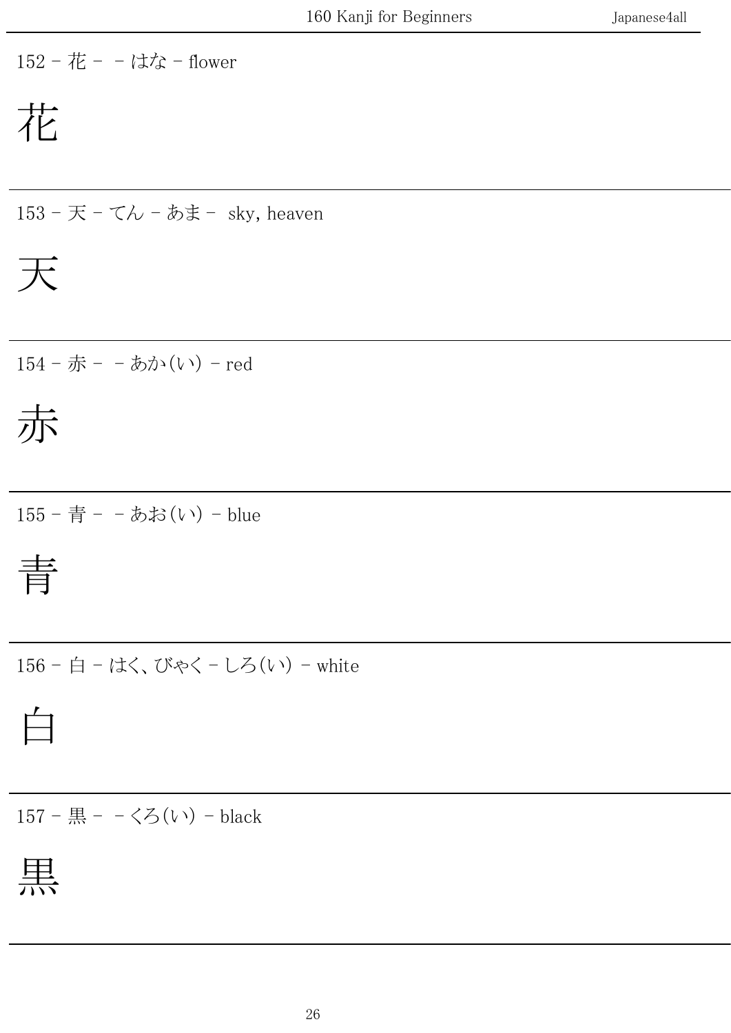152 – 花 – – はな – flower

花

---

153 – 天 – てん – あま – sky, heaven

天

---

154 – 赤 – – あか(い) – red

赤

---

155 – 青 – – あお(い) – blue

青

---

156 – 白 – はく、びゃく – しろ(い) – white

白

---

157 – 黒 – – くろ(い) – black

黒

---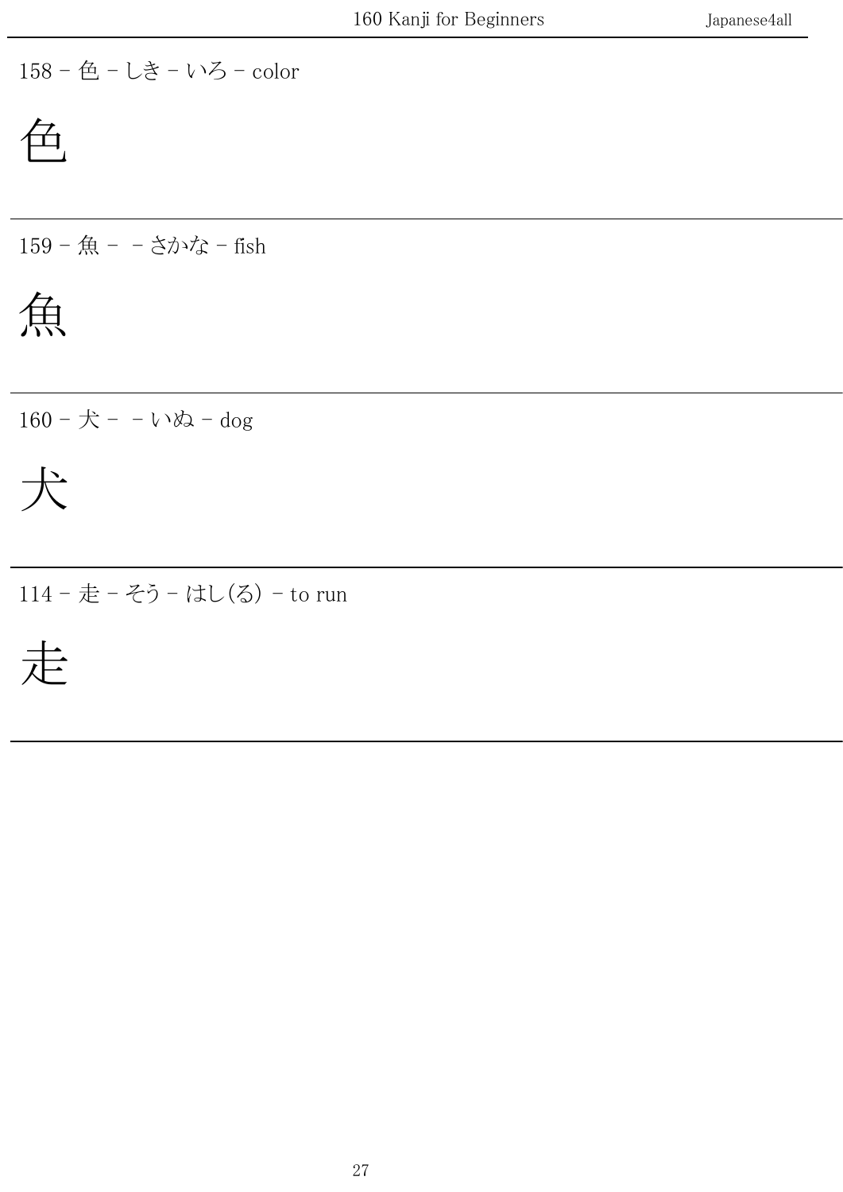158 - 色 - しき - いろ - color

色

---

159 - 魚 - - さかな - fish

魚

---

160 - 犬 - - いぬ - dog

犬

---

114 - 走 - そう - はし(る) - to run

走